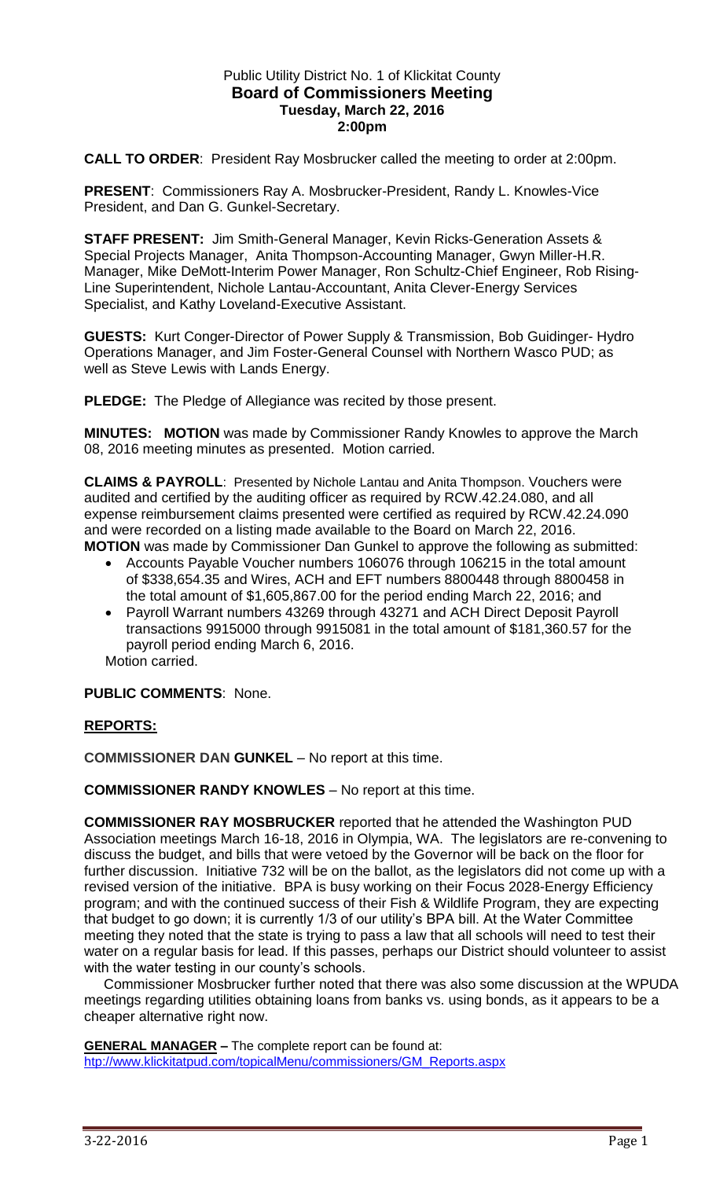Public Utility District No. 1 of Klickitat County

**Board of Commissioners Meeting**

**Tuesday, March 22, 2016**

**2:00pm**

**CALL TO ORDER**: President Ray Mosbrucker called the meeting to order at 2:00pm.

**PRESENT**: Commissioners Ray A. Mosbrucker-President, Randy L. Knowles-Vice President, and Dan G. Gunkel-Secretary.

**STAFF PRESENT:** Jim Smith-General Manager, Kevin Ricks-Generation Assets & Special Projects Manager, Anita Thompson-Accounting Manager, Gwyn Miller-H.R. Manager, Mike DeMott-Interim Power Manager, Ron Schultz-Chief Engineer, Rob Rising-Line Superintendent, Nichole Lantau-Accountant, Anita Clever-Energy Services Specialist, and Kathy Loveland-Executive Assistant.

**GUESTS:** Kurt Conger-Director of Power Supply & Transmission, Bob Guidinger- Hydro Operations Manager, and Jim Foster-General Counsel with Northern Wasco PUD; as well as Steve Lewis with Lands Energy.

**PLEDGE:** The Pledge of Allegiance was recited by those present.

**MINUTES: MOTION** was made by Commissioner Randy Knowles to approve the March 08, 2016 meeting minutes as presented. Motion carried.

**CLAIMS & PAYROLL**: Presented by Nichole Lantau and Anita Thompson. Vouchers were audited and certified by the auditing officer as required by RCW.42.24.080, and all expense reimbursement claims presented were certified as required by RCW.42.24.090 and were recorded on a listing made available to the Board on March 22, 2016.

**MOTION** was made by Commissioner Dan Gunkel to approve the following as submitted:

- Accounts Payable Voucher numbers 106076 through 106215 in the total amount of $338,654.35 and Wires, ACH and EFT numbers 8800448 through 8800458 in the total amount of $1,605,867.00 for the period ending March 22, 2016; and
- Payroll Warrant numbers 43269 through 43271 and ACH Direct Deposit Payroll transactions 9915000 through 9915081 in the total amount of $181,360.57 for the payroll period ending March 6, 2016.

Motion carried.

**PUBLIC COMMENTS**: None.

**REPORTS:**

**COMMISSIONER DAN GUNKEL** – No report at this time.

**COMMISSIONER RANDY KNOWLES** – No report at this time.

**COMMISSIONER RAY MOSBRUCKER** reported that he attended the Washington PUD Association meetings March 16-18, 2016 in Olympia, WA. The legislators are re-convening to discuss the budget, and bills that were vetoed by the Governor will be back on the floor for further discussion. Initiative 732 will be on the ballot, as the legislators did not come up with a revised version of the initiative. BPA is busy working on their Focus 2028-Energy Efficiency program; and with the continued success of their Fish & Wildlife Program, they are expecting that budget to go down; it is currently 1/3 of our utility's BPA bill. At the Water Committee meeting they noted that the state is trying to pass a law that all schools will need to test their water on a regular basis for lead. If this passes, perhaps our District should volunteer to assist with the water testing in our county's schools.

Commissioner Mosbrucker further noted that there was also some discussion at the WPUDA meetings regarding utilities obtaining loans from banks vs. using bonds, as it appears to be a cheaper alternative right now.

**GENERAL MANAGER –** The complete report can be found at: htp://www.klickitatpud.com/topicalMenu/commissioners/GM_Reports.aspx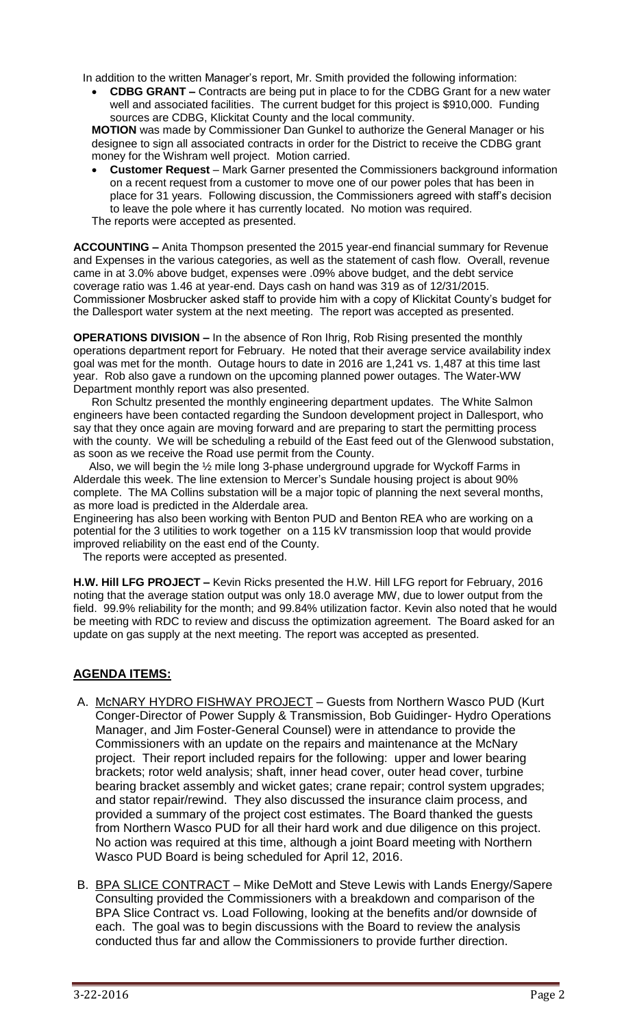In addition to the written Manager's report, Mr. Smith provided the following information:

- **CDBG GRANT –** Contracts are being put in place to for the CDBG Grant for a new water well and associated facilities. The current budget for this project is $910,000. Funding sources are CDBG, Klickitat County and the local community.

**MOTION** was made by Commissioner Dan Gunkel to authorize the General Manager or his designee to sign all associated contracts in order for the District to receive the CDBG grant money for the Wishram well project. Motion carried.

- **Customer Request** – Mark Garner presented the Commissioners background information on a recent request from a customer to move one of our power poles that has been in place for 31 years. Following discussion, the Commissioners agreed with staff's decision to leave the pole where it has currently located. No motion was required.

The reports were accepted as presented.

**ACCOUNTING –** Anita Thompson presented the 2015 year-end financial summary for Revenue and Expenses in the various categories, as well as the statement of cash flow. Overall, revenue came in at 3.0% above budget, expenses were .09% above budget, and the debt service coverage ratio was 1.46 at year-end. Days cash on hand was 319 as of 12/31/2015. Commissioner Mosbrucker asked staff to provide him with a copy of Klickitat County's budget for the Dallesport water system at the next meeting. The report was accepted as presented.

**OPERATIONS DIVISION –** In the absence of Ron Ihrig, Rob Rising presented the monthly operations department report for February. He noted that their average service availability index goal was met for the month. Outage hours to date in 2016 are 1,241 vs. 1,487 at this time last year. Rob also gave a rundown on the upcoming planned power outages. The Water-WW Department monthly report was also presented.

Ron Schultz presented the monthly engineering department updates. The White Salmon engineers have been contacted regarding the Sundoon development project in Dallesport, who say that they once again are moving forward and are preparing to start the permitting process with the county. We will be scheduling a rebuild of the East feed out of the Glenwood substation, as soon as we receive the Road use permit from the County.

Also, we will begin the ½ mile long 3-phase underground upgrade for Wyckoff Farms in Alderdale this week. The line extension to Mercer's Sundale housing project is about 90% complete. The MA Collins substation will be a major topic of planning the next several months, as more load is predicted in the Alderdale area.

Engineering has also been working with Benton PUD and Benton REA who are working on a potential for the 3 utilities to work together on a 115 kV transmission loop that would provide improved reliability on the east end of the County.

The reports were accepted as presented.

**H.W. Hill LFG PROJECT –** Kevin Ricks presented the H.W. Hill LFG report for February, 2016 noting that the average station output was only 18.0 average MW, due to lower output from the field. 99.9% reliability for the month; and 99.84% utilization factor. Kevin also noted that he would be meeting with RDC to review and discuss the optimization agreement. The Board asked for an update on gas supply at the next meeting. The report was accepted as presented.

## AGENDA ITEMS:

A. McNARY HYDRO FISHWAY PROJECT – Guests from Northern Wasco PUD (Kurt Conger-Director of Power Supply & Transmission, Bob Guidinger- Hydro Operations Manager, and Jim Foster-General Counsel) were in attendance to provide the Commissioners with an update on the repairs and maintenance at the McNary project. Their report included repairs for the following: upper and lower bearing brackets; rotor weld analysis; shaft, inner head cover, outer head cover, turbine bearing bracket assembly and wicket gates; crane repair; control system upgrades; and stator repair/rewind. They also discussed the insurance claim process, and provided a summary of the project cost estimates. The Board thanked the guests from Northern Wasco PUD for all their hard work and due diligence on this project. No action was required at this time, although a joint Board meeting with Northern Wasco PUD Board is being scheduled for April 12, 2016.

B. BPA SLICE CONTRACT – Mike DeMott and Steve Lewis with Lands Energy/Sapere Consulting provided the Commissioners with a breakdown and comparison of the BPA Slice Contract vs. Load Following, looking at the benefits and/or downside of each. The goal was to begin discussions with the Board to review the analysis conducted thus far and allow the Commissioners to provide further direction.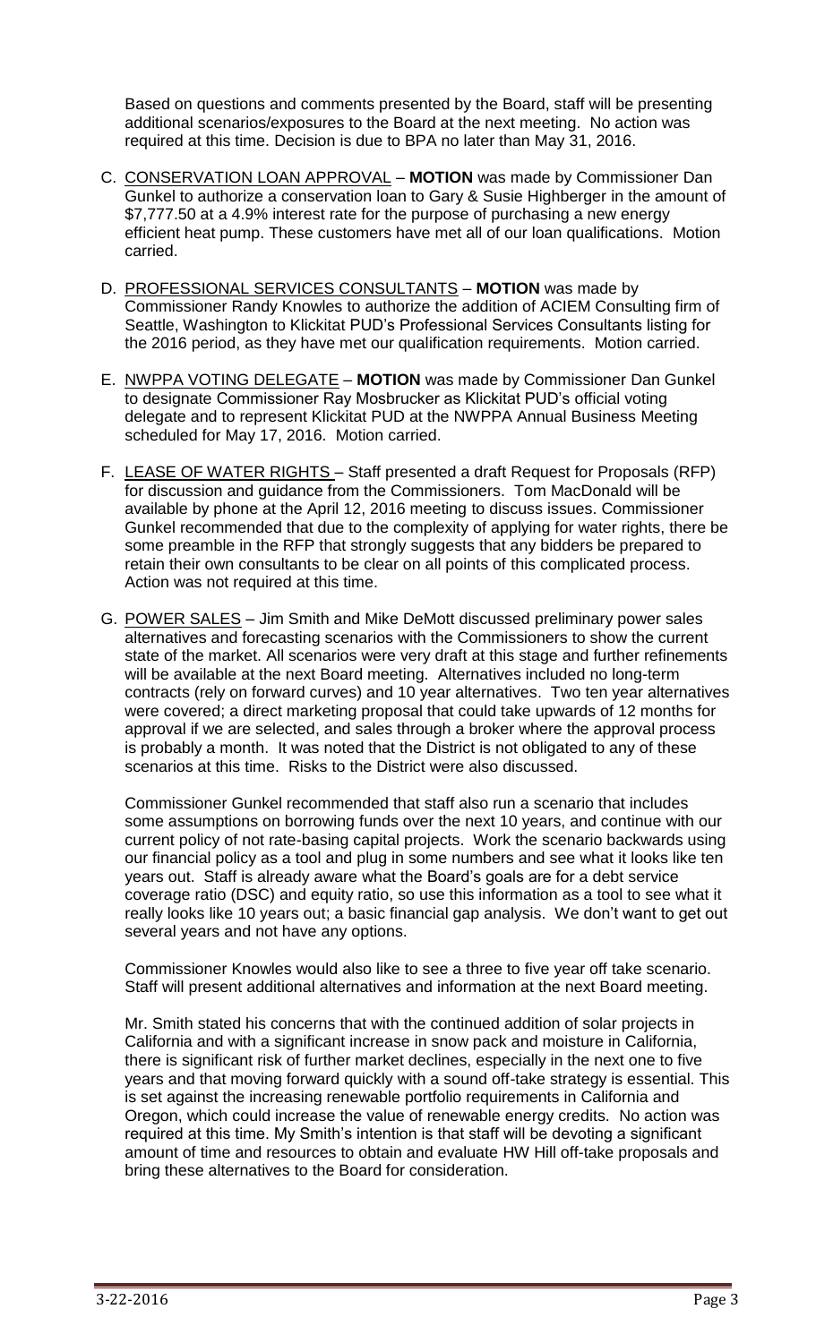Based on questions and comments presented by the Board, staff will be presenting additional scenarios/exposures to the Board at the next meeting. No action was required at this time. Decision is due to BPA no later than May 31, 2016.

C. <u>CONSERVATION LOAN APPROVAL</u> – **MOTION** was made by Commissioner Dan Gunkel to authorize a conservation loan to Gary & Susie Highberger in the amount of $7,777.50 at a 4.9% interest rate for the purpose of purchasing a new energy efficient heat pump. These customers have met all of our loan qualifications. Motion carried.

D. <u>PROFESSIONAL SERVICES CONSULTANTS</u> – **MOTION** was made by Commissioner Randy Knowles to authorize the addition of ACIEM Consulting firm of Seattle, Washington to Klickitat PUD's Professional Services Consultants listing for the 2016 period, as they have met our qualification requirements. Motion carried.

E. <u>NWPPA VOTING DELEGATE</u> – **MOTION** was made by Commissioner Dan Gunkel to designate Commissioner Ray Mosbrucker as Klickitat PUD's official voting delegate and to represent Klickitat PUD at the NWPPA Annual Business Meeting scheduled for May 17, 2016. Motion carried.

F. <u>LEASE OF WATER RIGHTS</u> – Staff presented a draft Request for Proposals (RFP) for discussion and guidance from the Commissioners. Tom MacDonald will be available by phone at the April 12, 2016 meeting to discuss issues. Commissioner Gunkel recommended that due to the complexity of applying for water rights, there be some preamble in the RFP that strongly suggests that any bidders be prepared to retain their own consultants to be clear on all points of this complicated process. Action was not required at this time.

G. <u>POWER SALES</u> – Jim Smith and Mike DeMott discussed preliminary power sales alternatives and forecasting scenarios with the Commissioners to show the current state of the market. All scenarios were very draft at this stage and further refinements will be available at the next Board meeting. Alternatives included no long-term contracts (rely on forward curves) and 10 year alternatives. Two ten year alternatives were covered; a direct marketing proposal that could take upwards of 12 months for approval if we are selected, and sales through a broker where the approval process is probably a month. It was noted that the District is not obligated to any of these scenarios at this time. Risks to the District were also discussed.

Commissioner Gunkel recommended that staff also run a scenario that includes some assumptions on borrowing funds over the next 10 years, and continue with our current policy of not rate-basing capital projects. Work the scenario backwards using our financial policy as a tool and plug in some numbers and see what it looks like ten years out. Staff is already aware what the Board's goals are for a debt service coverage ratio (DSC) and equity ratio, so use this information as a tool to see what it really looks like 10 years out; a basic financial gap analysis. We don't want to get out several years and not have any options.

Commissioner Knowles would also like to see a three to five year off take scenario. Staff will present additional alternatives and information at the next Board meeting.

Mr. Smith stated his concerns that with the continued addition of solar projects in California and with a significant increase in snow pack and moisture in California, there is significant risk of further market declines, especially in the next one to five years and that moving forward quickly with a sound off-take strategy is essential. This is set against the increasing renewable portfolio requirements in California and Oregon, which could increase the value of renewable energy credits. No action was required at this time. My Smith's intention is that staff will be devoting a significant amount of time and resources to obtain and evaluate HW Hill off-take proposals and bring these alternatives to the Board for consideration.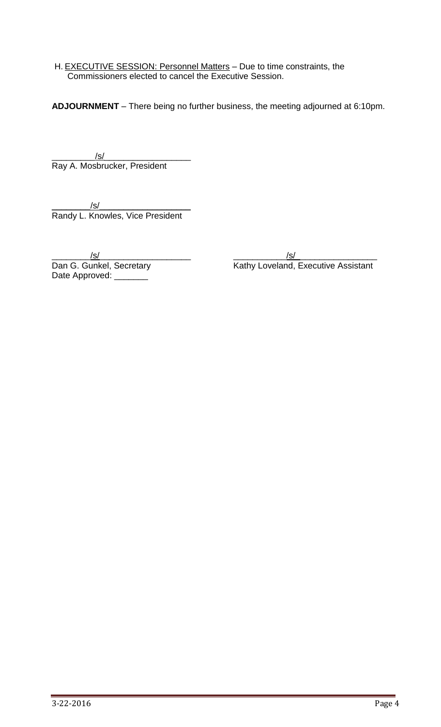H. EXECUTIVE SESSION: Personnel Matters – Due to time constraints, the Commissioners elected to cancel the Executive Session.

**ADJOURNMENT** – There being no further business, the meeting adjourned at 6:10pm.

________/s/_________________
Ray A. Mosbrucker, President

________/s/__________________
Randy L. Knowles, Vice President

________/s/__________________
Dan G. Gunkel, Secretary
Date Approved: _______

___________/s/________________
Kathy Loveland, Executive Assistant